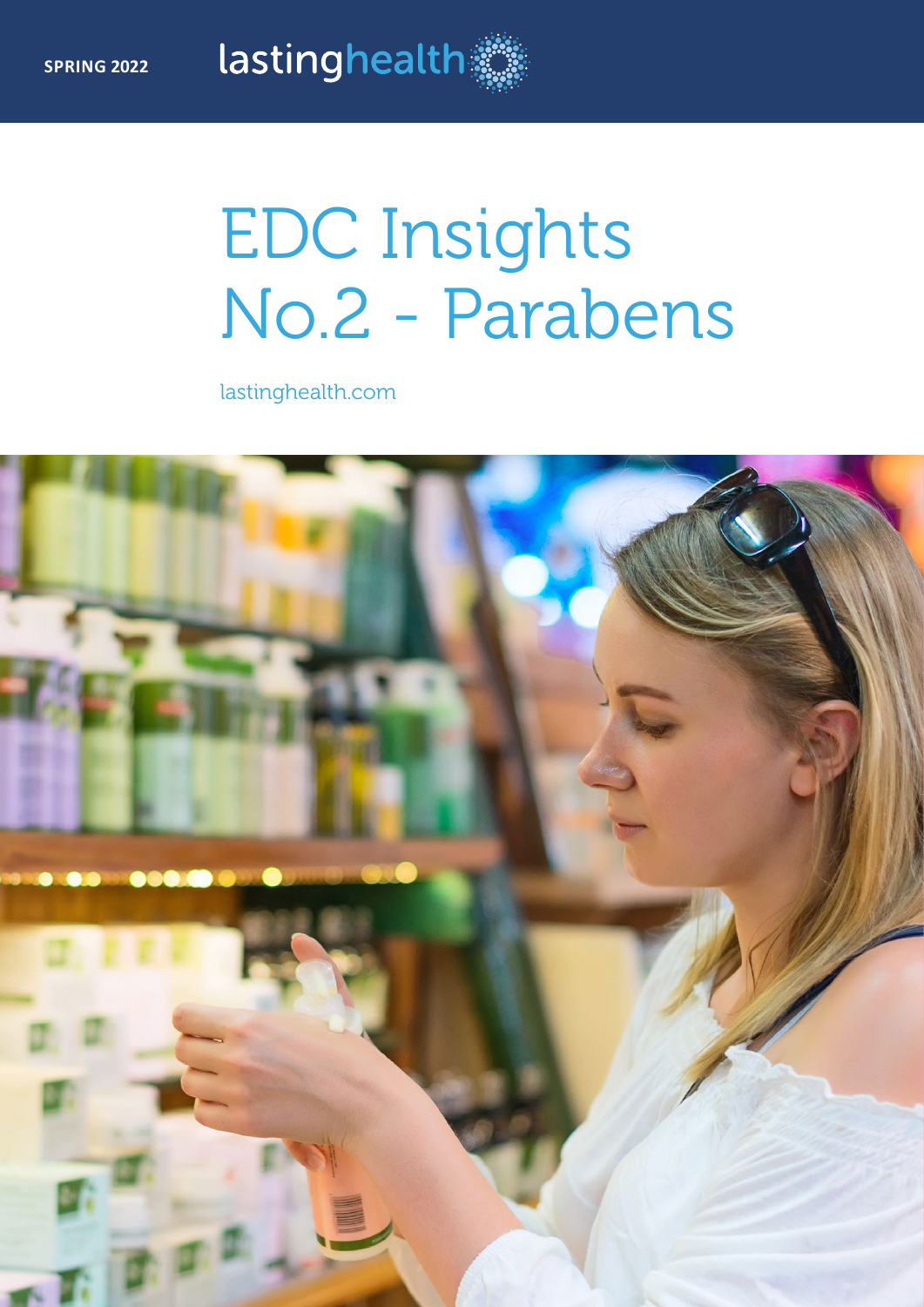SPRING 2022

lastinghealth

# EDC Insights No.2 - Parabens

lastinghealth.com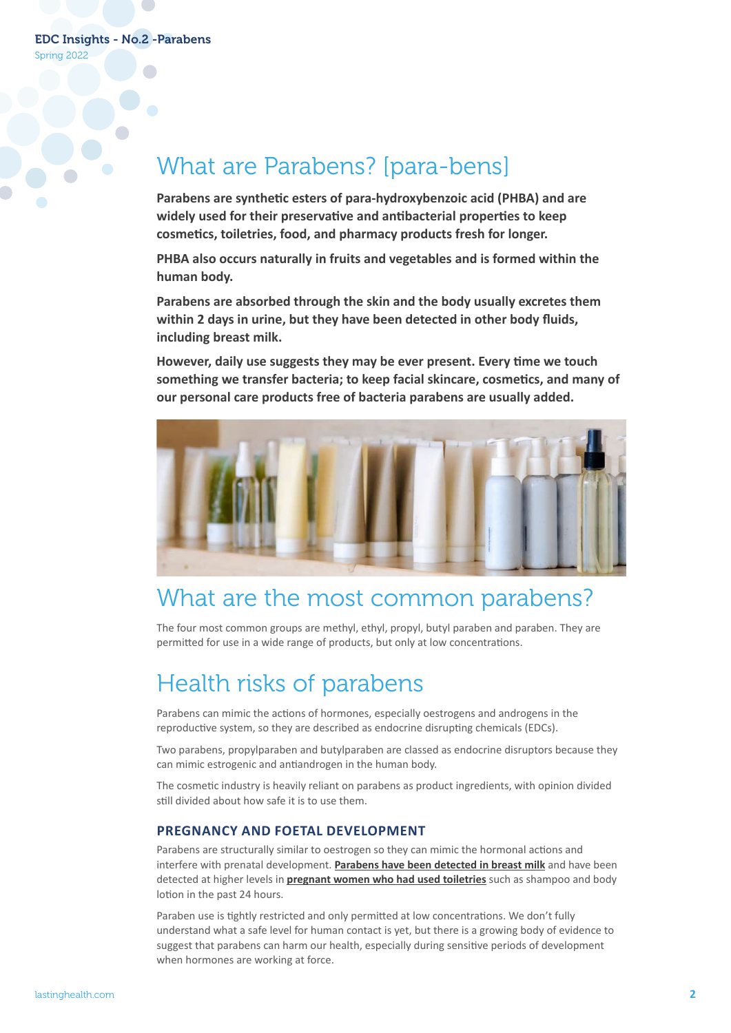# What are Parabens? [para-bens]

**Parabens are synthetic esters of para-hydroxybenzoic acid (PHBA) and are widely used for their preservative and antibacterial properties to keep cosmetics, toiletries, food, and pharmacy products fresh for longer.**

**PHBA also occurs naturally in fruits and vegetables and is formed within the human body.**

**Parabens are absorbed through the skin and the body usually excretes them within 2 days in urine, but they have been detected in other body fluids, including breast milk.**

**However, daily use suggests they may be ever present. Every time we touch something we transfer bacteria; to keep facial skincare, cosmetics, and many of our personal care products free of bacteria parabens are usually added.**

# What are the most common parabens?

The four most common groups are methyl, ethyl, propyl, butyl paraben and paraben. They are permitted for use in a wide range of products, but only at low concentrations.

# Health risks of parabens

Parabens can mimic the actions of hormones, especially oestrogens and androgens in the reproductive system, so they are described as endocrine disrupting chemicals (EDCs).

Two parabens, propylparaben and butylparaben are classed as endocrine disruptors because they can mimic estrogenic and antiandrogen in the human body.

The cosmetic industry is heavily reliant on parabens as product ingredients, with opinion divided still divided about how safe it is to use them.

## PREGNANCY AND FOETAL DEVELOPMENT

Parabens are structurally similar to oestrogen so they can mimic the hormonal actions and interfere with prenatal development. **Parabens have been detected in breast milk** and have been detected at higher levels in **pregnant women who had used toiletries** such as shampoo and body lotion in the past 24 hours.

Paraben use is tightly restricted and only permitted at low concentrations. We don't fully understand what a safe level for human contact is yet, but there is a growing body of evidence to suggest that parabens can harm our health, especially during sensitive periods of development when hormones are working at force.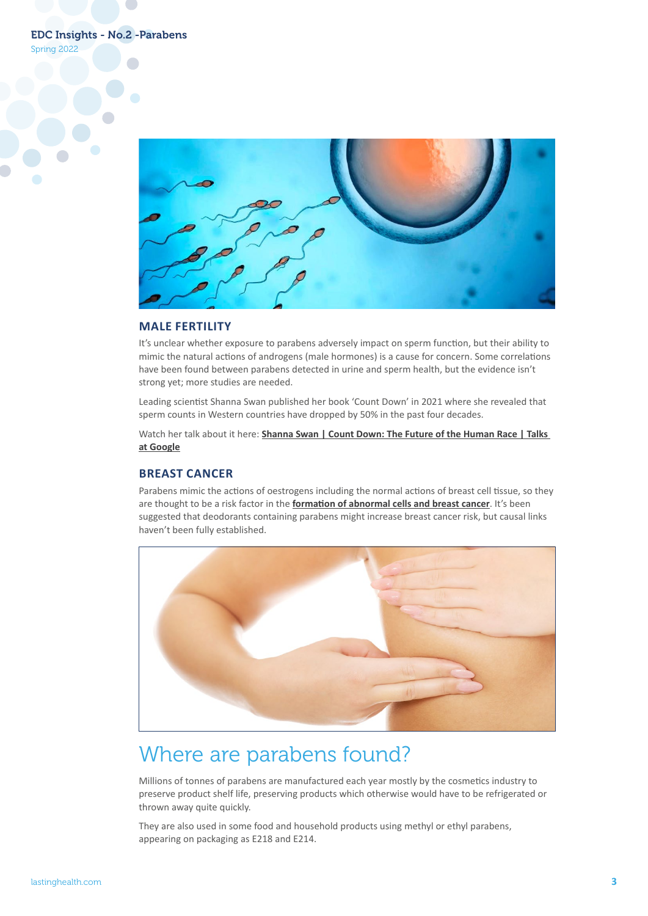## MALE FERTILITY

It's unclear whether exposure to parabens adversely impact on sperm function, but their ability to mimic the natural actions of androgens (male hormones) is a cause for concern. Some correlations have been found between parabens detected in urine and sperm health, but the evidence isn't strong yet; more studies are needed.

Leading scientist Shanna Swan published her book 'Count Down' in 2021 where she revealed that sperm counts in Western countries have dropped by 50% in the past four decades.

Watch her talk about it here: **Shanna Swan | Count Down: The Future of the Human Race | Talks at Google**

## BREAST CANCER

Parabens mimic the actions of oestrogens including the normal actions of breast cell tissue, so they are thought to be a risk factor in the **formation of abnormal cells and breast cancer**. It's been suggested that deodorants containing parabens might increase breast cancer risk, but causal links haven't been fully established.

# Where are parabens found?

Millions of tonnes of parabens are manufactured each year mostly by the cosmetics industry to preserve product shelf life, preserving products which otherwise would have to be refrigerated or thrown away quite quickly.

They are also used in some food and household products using methyl or ethyl parabens, appearing on packaging as E218 and E214.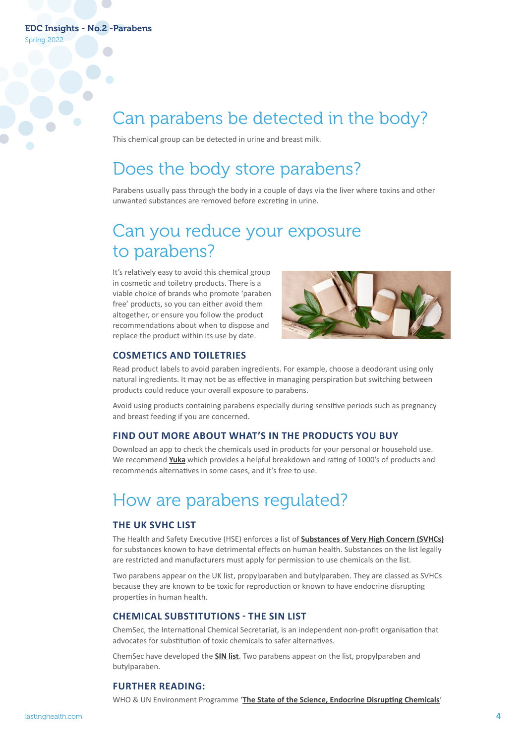## Can parabens be detected in the body?

This chemical group can be detected in urine and breast milk.

## Does the body store parabens?

Parabens usually pass through the body in a couple of days via the liver where toxins and other unwanted substances are removed before excreting in urine.

## Can you reduce your exposure to parabens?

It's relatively easy to avoid this chemical group in cosmetic and toiletry products. There is a viable choice of brands who promote 'paraben free' products, so you can either avoid them altogether, or ensure you follow the product recommendations about when to dispose and replace the product within its use by date.

### COSMETICS AND TOILETRIES

Read product labels to avoid paraben ingredients. For example, choose a deodorant using only natural ingredients. It may not be as effective in managing perspiration but switching between products could reduce your overall exposure to parabens.

Avoid using products containing parabens especially during sensitive periods such as pregnancy and breast feeding if you are concerned.

### FIND OUT MORE ABOUT WHAT'S IN THE PRODUCTS YOU BUY

Download an app to check the chemicals used in products for your personal or household use. We recommend **Yuka** which provides a helpful breakdown and rating of 1000's of products and recommends alternatives in some cases, and it's free to use.

## How are parabens regulated?

### THE UK SVHC LIST

The Health and Safety Executive (HSE) enforces a list of **Substances of Very High Concern (SVHCs)** for substances known to have detrimental effects on human health. Substances on the list legally are restricted and manufacturers must apply for permission to use chemicals on the list.

Two parabens appear on the UK list, propylparaben and butylparaben. They are classed as SVHCs because they are known to be toxic for reproduction or known to have endocrine disrupting properties in human health.

### CHEMICAL SUBSTITUTIONS - THE SIN LIST

ChemSec, the International Chemical Secretariat, is an independent non-profit organisation that advocates for substitution of toxic chemicals to safer alternatives.

ChemSec have developed the **SIN list**. Two parabens appear on the list, propylparaben and butylparaben.

### FURTHER READING:

WHO & UN Environment Programme '**The State of the Science, Endocrine Disrupting Chemicals**'